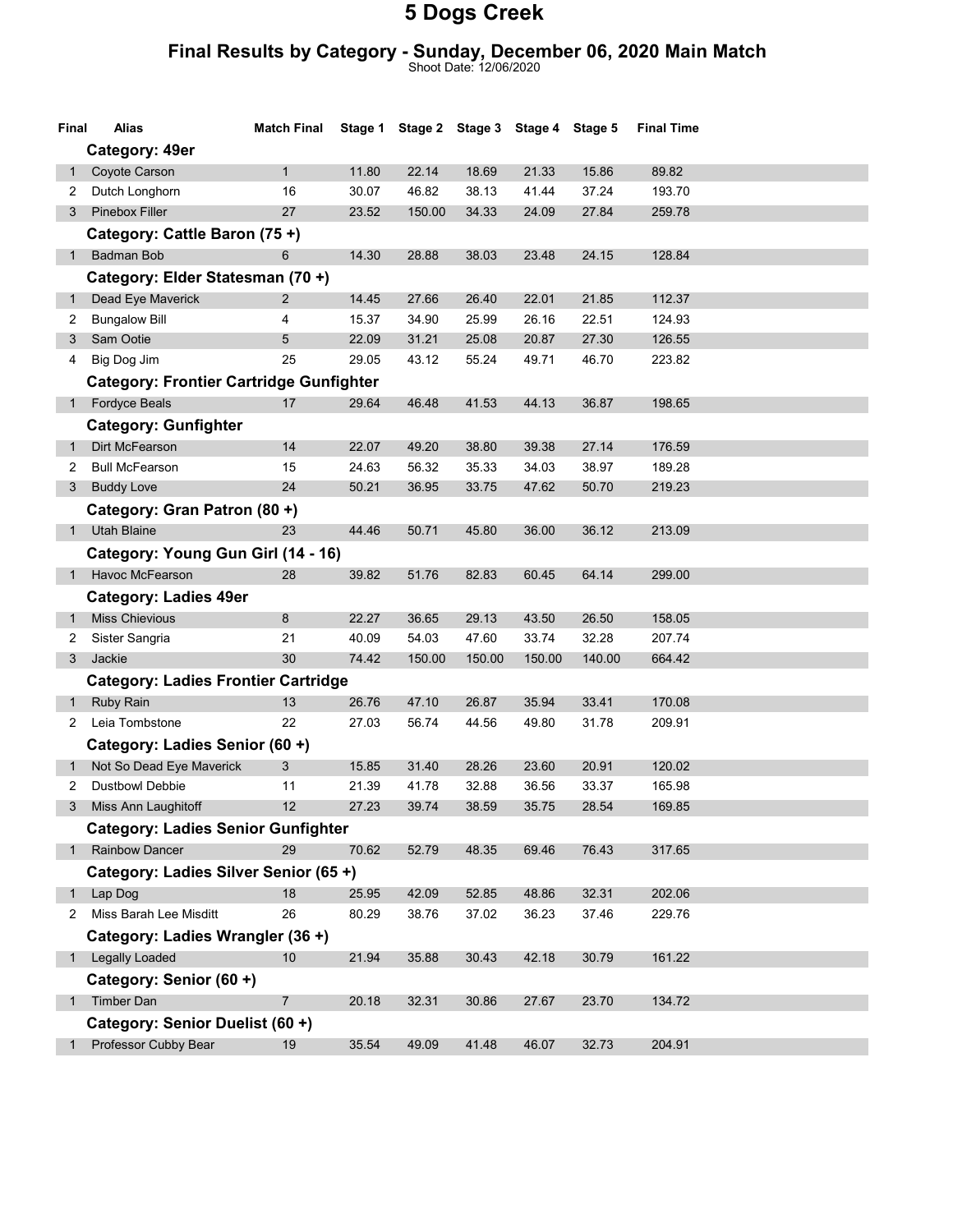# 5 Dogs Creek

## Final Results by Category - Sunday, December 06, 2020 Main Match

Shoot Date: 12/06/2020

| Final | Alias | Match Final | Stage 1 | Stage 2 | Stage 3 | Stage 4 | Stage 5 | Final Time |
|---|---|---|---|---|---|---|---|---|
| | **Category: 49er** | | | | | | | |
| 1 | Coyote Carson | 1 | 11.80 | 22.14 | 18.69 | 21.33 | 15.86 | 89.82 |
| 2 | Dutch Longhorn | 16 | 30.07 | 46.82 | 38.13 | 41.44 | 37.24 | 193.70 |
| 3 | Pinebox Filler | 27 | 23.52 | 150.00 | 34.33 | 24.09 | 27.84 | 259.78 |
| | **Category: Cattle Baron (75 +)** | | | | | | | |
| 1 | Badman Bob | 6 | 14.30 | 28.88 | 38.03 | 23.48 | 24.15 | 128.84 |
| | **Category: Elder Statesman (70 +)** | | | | | | | |
| 1 | Dead Eye Maverick | 2 | 14.45 | 27.66 | 26.40 | 22.01 | 21.85 | 112.37 |
| 2 | Bungalow Bill | 4 | 15.37 | 34.90 | 25.99 | 26.16 | 22.51 | 124.93 |
| 3 | Sam Ootie | 5 | 22.09 | 31.21 | 25.08 | 20.87 | 27.30 | 126.55 |
| 4 | Big Dog Jim | 25 | 29.05 | 43.12 | 55.24 | 49.71 | 46.70 | 223.82 |
| | **Category: Frontier Cartridge Gunfighter** | | | | | | | |
| 1 | Fordyce Beals | 17 | 29.64 | 46.48 | 41.53 | 44.13 | 36.87 | 198.65 |
| | **Category: Gunfighter** | | | | | | | |
| 1 | Dirt McFearson | 14 | 22.07 | 49.20 | 38.80 | 39.38 | 27.14 | 176.59 |
| 2 | Bull McFearson | 15 | 24.63 | 56.32 | 35.33 | 34.03 | 38.97 | 189.28 |
| 3 | Buddy Love | 24 | 50.21 | 36.95 | 33.75 | 47.62 | 50.70 | 219.23 |
| | **Category: Gran Patron (80 +)** | | | | | | | |
| 1 | Utah Blaine | 23 | 44.46 | 50.71 | 45.80 | 36.00 | 36.12 | 213.09 |
| | **Category: Young Gun Girl (14 - 16)** | | | | | | | |
| 1 | Havoc McFearson | 28 | 39.82 | 51.76 | 82.83 | 60.45 | 64.14 | 299.00 |
| | **Category: Ladies 49er** | | | | | | | |
| 1 | Miss Chievious | 8 | 22.27 | 36.65 | 29.13 | 43.50 | 26.50 | 158.05 |
| 2 | Sister Sangria | 21 | 40.09 | 54.03 | 47.60 | 33.74 | 32.28 | 207.74 |
| 3 | Jackie | 30 | 74.42 | 150.00 | 150.00 | 150.00 | 140.00 | 664.42 |
| | **Category: Ladies Frontier Cartridge** | | | | | | | |
| 1 | Ruby Rain | 13 | 26.76 | 47.10 | 26.87 | 35.94 | 33.41 | 170.08 |
| 2 | Leia Tombstone | 22 | 27.03 | 56.74 | 44.56 | 49.80 | 31.78 | 209.91 |
| | **Category: Ladies Senior (60 +)** | | | | | | | |
| 1 | Not So Dead Eye Maverick | 3 | 15.85 | 31.40 | 28.26 | 23.60 | 20.91 | 120.02 |
| 2 | Dustbowl Debbie | 11 | 21.39 | 41.78 | 32.88 | 36.56 | 33.37 | 165.98 |
| 3 | Miss Ann Laughitoff | 12 | 27.23 | 39.74 | 38.59 | 35.75 | 28.54 | 169.85 |
| | **Category: Ladies Senior Gunfighter** | | | | | | | |
| 1 | Rainbow Dancer | 29 | 70.62 | 52.79 | 48.35 | 69.46 | 76.43 | 317.65 |
| | **Category: Ladies Silver Senior (65 +)** | | | | | | | |
| 1 | Lap Dog | 18 | 25.95 | 42.09 | 52.85 | 48.86 | 32.31 | 202.06 |
| 2 | Miss Barah Lee Misditt | 26 | 80.29 | 38.76 | 37.02 | 36.23 | 37.46 | 229.76 |
| | **Category: Ladies Wrangler (36 +)** | | | | | | | |
| 1 | Legally Loaded | 10 | 21.94 | 35.88 | 30.43 | 42.18 | 30.79 | 161.22 |
| | **Category: Senior (60 +)** | | | | | | | |
| 1 | Timber Dan | 7 | 20.18 | 32.31 | 30.86 | 27.67 | 23.70 | 134.72 |
| | **Category: Senior Duelist (60 +)** | | | | | | | |
| 1 | Professor Cubby Bear | 19 | 35.54 | 49.09 | 41.48 | 46.07 | 32.73 | 204.91 |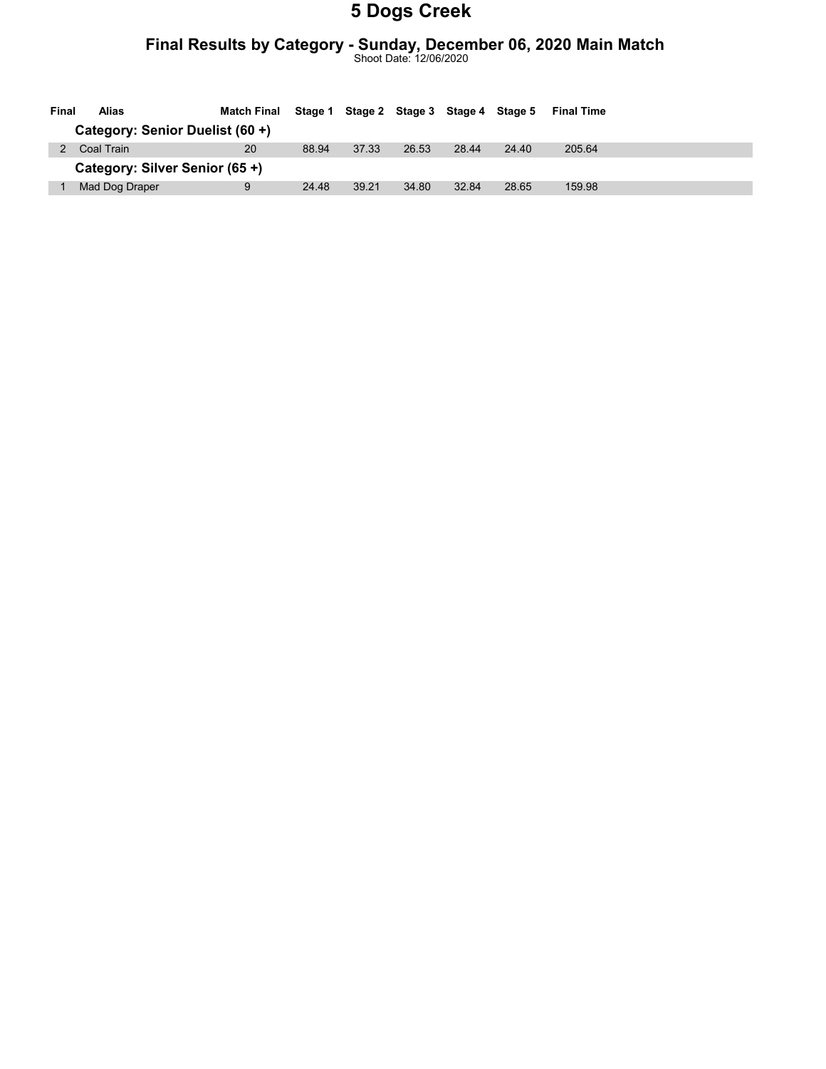# 5 Dogs Creek

## Final Results by Category - Sunday, December 06, 2020 Main Match

Shoot Date: 12/06/2020

| Final | Alias | Match Final | Stage 1 | Stage 2 | Stage 3 | Stage 4 | Stage 5 | Final Time |
|---|---|---|---|---|---|---|---|---|
| | **Category: Senior Duelist (60 +)** | | | | | | | |
| 2 | Coal Train | 20 | 88.94 | 37.33 | 26.53 | 28.44 | 24.40 | 205.64 |
| | **Category: Silver Senior (65 +)** | | | | | | | |
| 1 | Mad Dog Draper | 9 | 24.48 | 39.21 | 34.80 | 32.84 | 28.65 | 159.98 |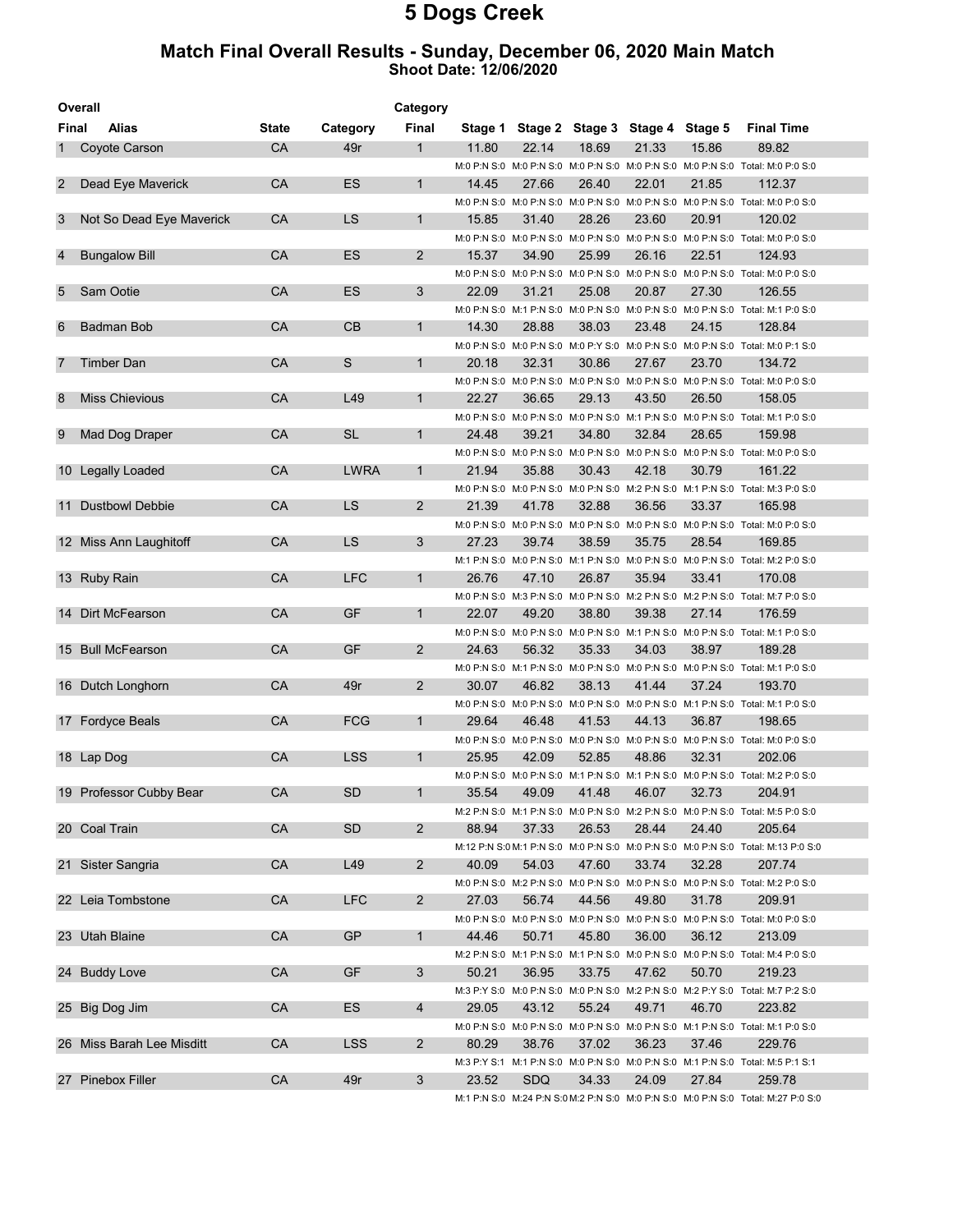# 5 Dogs Creek

## Match Final Overall Results - Sunday, December 06, 2020 Main Match

**Shoot Date: 12/06/2020**

| Overall Final | Alias | State | Category | Category Final | Stage 1 | Stage 2 | Stage 3 | Stage 4 | Stage 5 | Final Time |
|---|---|---|---|---|---|---|---|---|---|---|
| 1 | Coyote Carson | CA | 49r | 1 | 11.80 | 22.14 | 18.69 | 21.33 | 15.86 | 89.82 |
| | | | | | M:0 P:N S:0 | M:0 P:N S:0 | M:0 P:N S:0 | M:0 P:N S:0 | M:0 P:N S:0 | Total: M:0 P:0 S:0 |
| 2 | Dead Eye Maverick | CA | ES | 1 | 14.45 | 27.66 | 26.40 | 22.01 | 21.85 | 112.37 |
| | | | | | M:0 P:N S:0 | M:0 P:N S:0 | M:0 P:N S:0 | M:0 P:N S:0 | M:0 P:N S:0 | Total: M:0 P:0 S:0 |
| 3 | Not So Dead Eye Maverick | CA | LS | 1 | 15.85 | 31.40 | 28.26 | 23.60 | 20.91 | 120.02 |
| | | | | | M:0 P:N S:0 | M:0 P:N S:0 | M:0 P:N S:0 | M:0 P:N S:0 | M:0 P:N S:0 | Total: M:0 P:0 S:0 |
| 4 | Bungalow Bill | CA | ES | 2 | 15.37 | 34.90 | 25.99 | 26.16 | 22.51 | 124.93 |
| | | | | | M:0 P:N S:0 | M:0 P:N S:0 | M:0 P:N S:0 | M:0 P:N S:0 | M:0 P:N S:0 | Total: M:0 P:0 S:0 |
| 5 | Sam Ootie | CA | ES | 3 | 22.09 | 31.21 | 25.08 | 20.87 | 27.30 | 126.55 |
| | | | | | M:0 P:N S:0 | M:1 P:N S:0 | M:0 P:N S:0 | M:0 P:N S:0 | M:0 P:N S:0 | Total: M:1 P:0 S:0 |
| 6 | Badman Bob | CA | CB | 1 | 14.30 | 28.88 | 38.03 | 23.48 | 24.15 | 128.84 |
| | | | | | M:0 P:N S:0 | M:0 P:N S:0 | M:0 P:Y S:0 | M:0 P:N S:0 | M:0 P:N S:0 | Total: M:0 P:1 S:0 |
| 7 | Timber Dan | CA | S | 1 | 20.18 | 32.31 | 30.86 | 27.67 | 23.70 | 134.72 |
| | | | | | M:0 P:N S:0 | M:0 P:N S:0 | M:0 P:N S:0 | M:0 P:N S:0 | M:0 P:N S:0 | Total: M:0 P:0 S:0 |
| 8 | Miss Chievious | CA | L49 | 1 | 22.27 | 36.65 | 29.13 | 43.50 | 26.50 | 158.05 |
| | | | | | M:0 P:N S:0 | M:0 P:N S:0 | M:0 P:N S:0 | M:1 P:N S:0 | M:0 P:N S:0 | Total: M:1 P:0 S:0 |
| 9 | Mad Dog Draper | CA | SL | 1 | 24.48 | 39.21 | 34.80 | 32.84 | 28.65 | 159.98 |
| | | | | | M:0 P:N S:0 | M:0 P:N S:0 | M:0 P:N S:0 | M:0 P:N S:0 | M:0 P:N S:0 | Total: M:0 P:0 S:0 |
| 10 | Legally Loaded | CA | LWRA | 1 | 21.94 | 35.88 | 30.43 | 42.18 | 30.79 | 161.22 |
| | | | | | M:0 P:N S:0 | M:0 P:N S:0 | M:0 P:N S:0 | M:2 P:N S:0 | M:1 P:N S:0 | Total: M:3 P:0 S:0 |
| 11 | Dustbowl Debbie | CA | LS | 2 | 21.39 | 41.78 | 32.88 | 36.56 | 33.37 | 165.98 |
| | | | | | M:0 P:N S:0 | M:0 P:N S:0 | M:0 P:N S:0 | M:0 P:N S:0 | M:0 P:N S:0 | Total: M:0 P:0 S:0 |
| 12 | Miss Ann Laughitoff | CA | LS | 3 | 27.23 | 39.74 | 38.59 | 35.75 | 28.54 | 169.85 |
| | | | | | M:1 P:N S:0 | M:0 P:N S:0 | M:1 P:N S:0 | M:0 P:N S:0 | M:0 P:N S:0 | Total: M:2 P:0 S:0 |
| 13 | Ruby Rain | CA | LFC | 1 | 26.76 | 47.10 | 26.87 | 35.94 | 33.41 | 170.08 |
| | | | | | M:0 P:N S:0 | M:3 P:N S:0 | M:0 P:N S:0 | M:2 P:N S:0 | M:2 P:N S:0 | Total: M:7 P:0 S:0 |
| 14 | Dirt McFearson | CA | GF | 1 | 22.07 | 49.20 | 38.80 | 39.38 | 27.14 | 176.59 |
| | | | | | M:0 P:N S:0 | M:0 P:N S:0 | M:0 P:N S:0 | M:1 P:N S:0 | M:0 P:N S:0 | Total: M:1 P:0 S:0 |
| 15 | Bull McFearson | CA | GF | 2 | 24.63 | 56.32 | 35.33 | 34.03 | 38.97 | 189.28 |
| | | | | | M:0 P:N S:0 | M:1 P:N S:0 | M:0 P:N S:0 | M:0 P:N S:0 | M:0 P:N S:0 | Total: M:1 P:0 S:0 |
| 16 | Dutch Longhorn | CA | 49r | 2 | 30.07 | 46.82 | 38.13 | 41.44 | 37.24 | 193.70 |
| | | | | | M:0 P:N S:0 | M:0 P:N S:0 | M:0 P:N S:0 | M:0 P:N S:0 | M:1 P:N S:0 | Total: M:1 P:0 S:0 |
| 17 | Fordyce Beals | CA | FCG | 1 | 29.64 | 46.48 | 41.53 | 44.13 | 36.87 | 198.65 |
| | | | | | M:0 P:N S:0 | M:0 P:N S:0 | M:0 P:N S:0 | M:0 P:N S:0 | M:0 P:N S:0 | Total: M:0 P:0 S:0 |
| 18 | Lap Dog | CA | LSS | 1 | 25.95 | 42.09 | 52.85 | 48.86 | 32.31 | 202.06 |
| | | | | | M:0 P:N S:0 | M:0 P:N S:0 | M:1 P:N S:0 | M:1 P:N S:0 | M:0 P:N S:0 | Total: M:2 P:0 S:0 |
| 19 | Professor Cubby Bear | CA | SD | 1 | 35.54 | 49.09 | 41.48 | 46.07 | 32.73 | 204.91 |
| | | | | | M:2 P:N S:0 | M:1 P:N S:0 | M:0 P:N S:0 | M:2 P:N S:0 | M:0 P:N S:0 | Total: M:5 P:0 S:0 |
| 20 | Coal Train | CA | SD | 2 | 88.94 | 37.33 | 26.53 | 28.44 | 24.40 | 205.64 |
| | | | | | M:12 P:N S:0 | M:1 P:N S:0 | M:0 P:N S:0 | M:0 P:N S:0 | M:0 P:N S:0 | Total: M:13 P:0 S:0 |
| 21 | Sister Sangria | CA | L49 | 2 | 40.09 | 54.03 | 47.60 | 33.74 | 32.28 | 207.74 |
| | | | | | M:0 P:N S:0 | M:2 P:N S:0 | M:0 P:N S:0 | M:0 P:N S:0 | M:0 P:N S:0 | Total: M:2 P:0 S:0 |
| 22 | Leia Tombstone | CA | LFC | 2 | 27.03 | 56.74 | 44.56 | 49.80 | 31.78 | 209.91 |
| | | | | | M:0 P:N S:0 | M:0 P:N S:0 | M:0 P:N S:0 | M:0 P:N S:0 | M:0 P:N S:0 | Total: M:0 P:0 S:0 |
| 23 | Utah Blaine | CA | GP | 1 | 44.46 | 50.71 | 45.80 | 36.00 | 36.12 | 213.09 |
| | | | | | M:2 P:N S:0 | M:1 P:N S:0 | M:1 P:N S:0 | M:0 P:N S:0 | M:0 P:N S:0 | Total: M:4 P:0 S:0 |
| 24 | Buddy Love | CA | GF | 3 | 50.21 | 36.95 | 33.75 | 47.62 | 50.70 | 219.23 |
| | | | | | M:3 P:Y S:0 | M:0 P:N S:0 | M:0 P:N S:0 | M:2 P:N S:0 | M:2 P:Y S:0 | Total: M:7 P:2 S:0 |
| 25 | Big Dog Jim | CA | ES | 4 | 29.05 | 43.12 | 55.24 | 49.71 | 46.70 | 223.82 |
| | | | | | M:0 P:N S:0 | M:0 P:N S:0 | M:0 P:N S:0 | M:0 P:N S:0 | M:1 P:N S:0 | Total: M:1 P:0 S:0 |
| 26 | Miss Barah Lee Misditt | CA | LSS | 2 | 80.29 | 38.76 | 37.02 | 36.23 | 37.46 | 229.76 |
| | | | | | M:3 P:Y S:1 | M:1 P:N S:0 | M:0 P:N S:0 | M:0 P:N S:0 | M:1 P:N S:0 | Total: M:5 P:1 S:1 |
| 27 | Pinebox Filler | CA | 49r | 3 | 23.52 | SDQ | 34.33 | 24.09 | 27.84 | 259.78 |
| | | | | | M:1 P:N S:0 | M:24 P:N S:0 | M:2 P:N S:0 | M:0 P:N S:0 | M:0 P:N S:0 | Total: M:27 P:0 S:0 |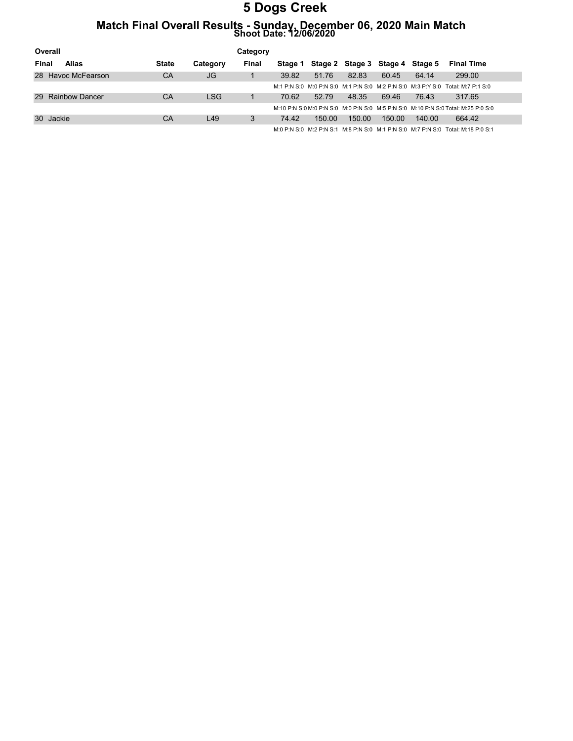# 5 Dogs Creek

## Match Final Overall Results - Sunday, December 06, 2020 Main Match

### Shoot Date: 12/06/2020

| Overall Final | Alias | State | Category | Category Final | Stage 1 | Stage 2 | Stage 3 | Stage 4 | Stage 5 | Final Time |
|---|---|---|---|---|---|---|---|---|---|---|
| 28 | Havoc McFearson | CA | JG | 1 | 39.82 | 51.76 | 82.83 | 60.45 | 64.14 | 299.00 |
| | | | | | M:1 P:N S:0 | M:0 P:N S:0 | M:1 P:N S:0 | M:2 P:N S:0 | M:3 P:Y S:0 | Total: M:7 P:1 S:0 |
| 29 | Rainbow Dancer | CA | LSG | 1 | 70.62 | 52.79 | 48.35 | 69.46 | 76.43 | 317.65 |
| | | | | | M:10 P:N S:0 | M:0 P:N S:0 | M:0 P:N S:0 | M:5 P:N S:0 | M:10 P:N S:0 | Total: M:25 P:0 S:0 |
| 30 | Jackie | CA | L49 | 3 | 74.42 | 150.00 | 150.00 | 150.00 | 140.00 | 664.42 |
| | | | | | M:0 P:N S:0 | M:2 P:N S:1 | M:8 P:N S:0 | M:1 P:N S:0 | M:7 P:N S:0 | Total: M:18 P:0 S:1 |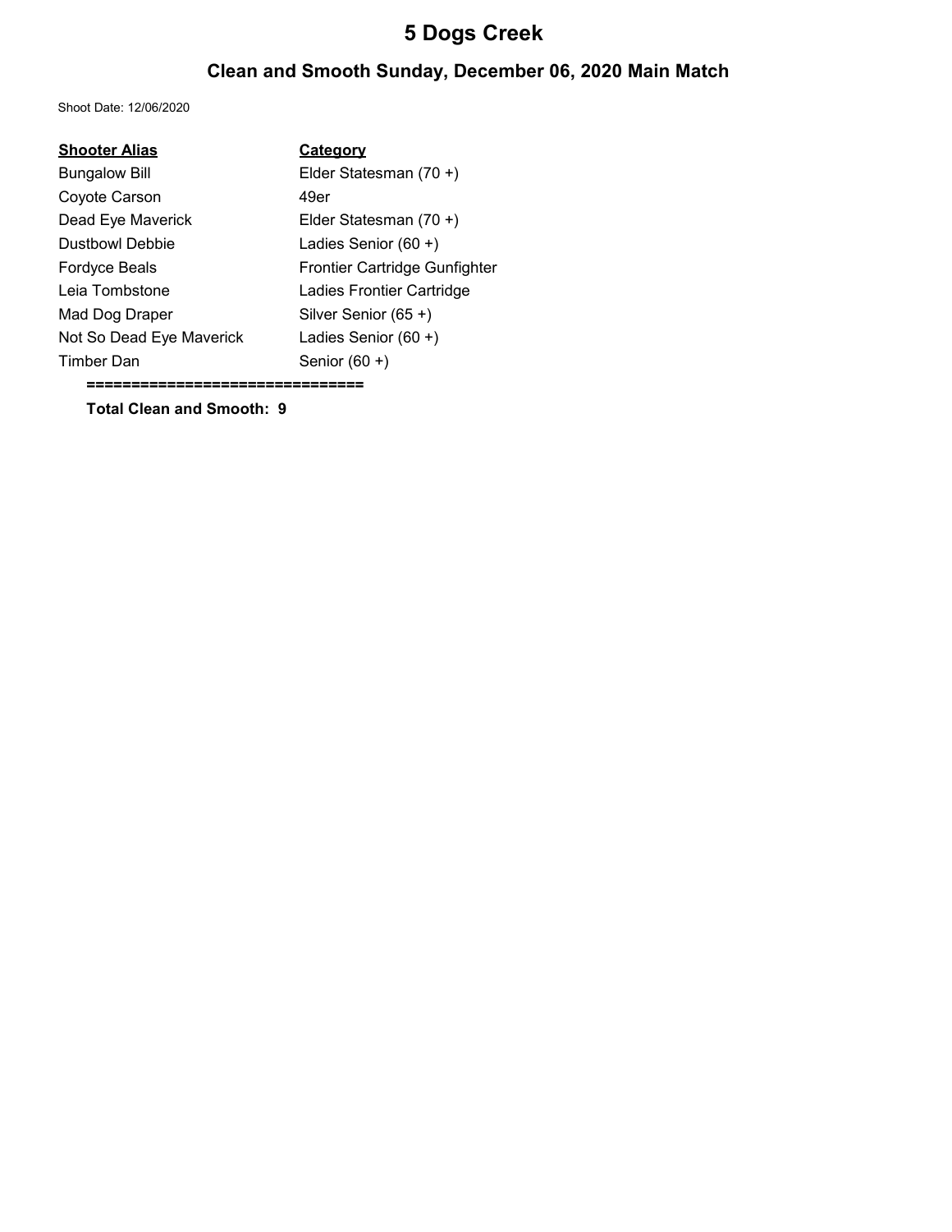# 5 Dogs Creek

## Clean and Smooth Sunday, December 06, 2020 Main Match

Shoot Date: 12/06/2020

| Shooter Alias | Category |
|---|---|
| Bungalow Bill | Elder Statesman (70 +) |
| Coyote Carson | 49er |
| Dead Eye Maverick | Elder Statesman (70 +) |
| Dustbowl Debbie | Ladies Senior (60 +) |
| Fordyce Beals | Frontier Cartridge Gunfighter |
| Leia Tombstone | Ladies Frontier Cartridge |
| Mad Dog Draper | Silver Senior (65 +) |
| Not So Dead Eye Maverick | Ladies Senior (60 +) |
| Timber Dan | Senior (60 +) |

==============================

**Total Clean and Smooth: 9**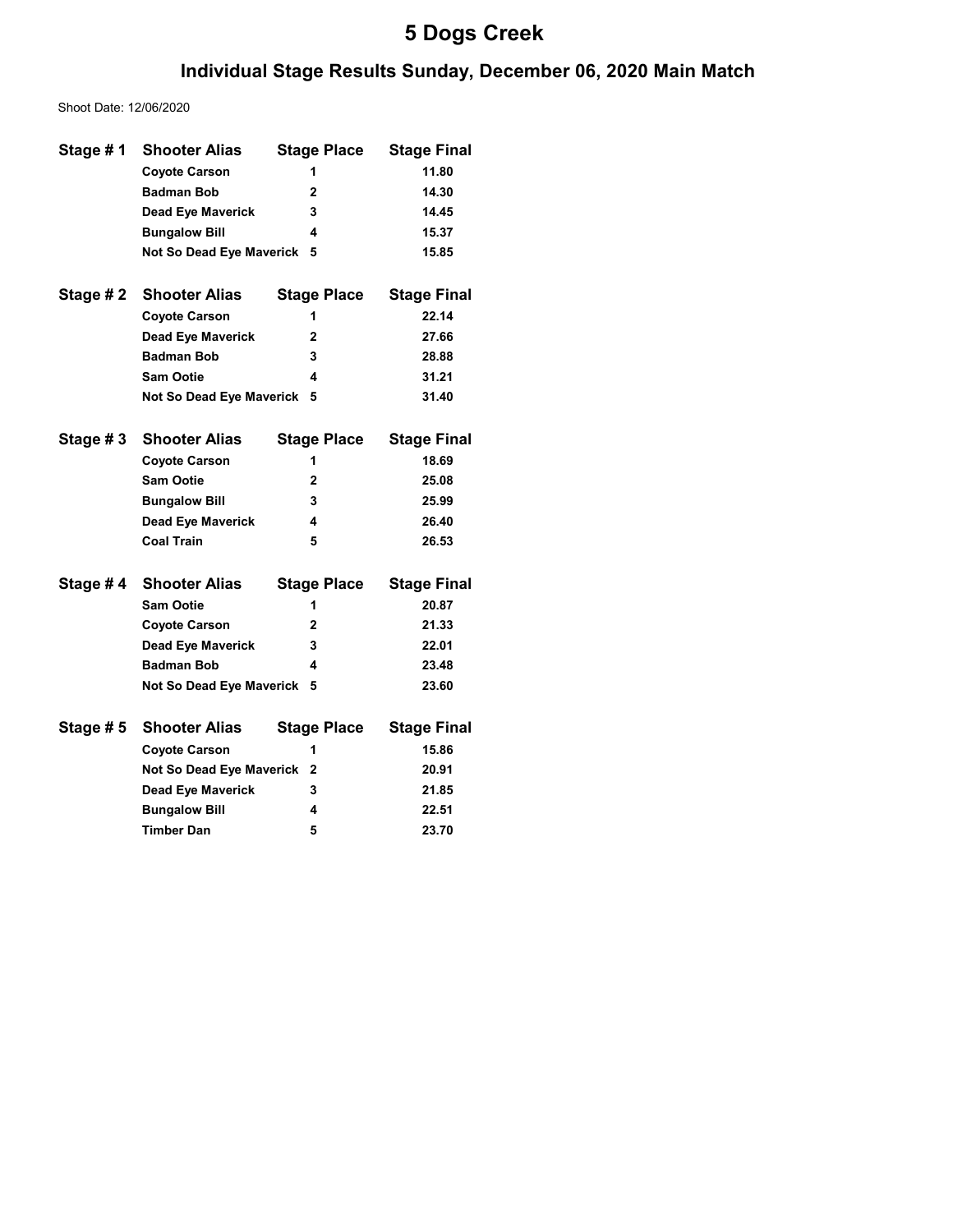# 5 Dogs Creek

## Individual Stage Results Sunday, December 06, 2020 Main Match

Shoot Date: 12/06/2020

| Stage # 1 | Shooter Alias | Stage Place | Stage Final |
|---|---|---|---|
| | Coyote Carson | 1 | 11.80 |
| | Badman Bob | 2 | 14.30 |
| | Dead Eye Maverick | 3 | 14.45 |
| | Bungalow Bill | 4 | 15.37 |
| | Not So Dead Eye Maverick | 5 | 15.85 |

| Stage # 2 | Shooter Alias | Stage Place | Stage Final |
|---|---|---|---|
| | Coyote Carson | 1 | 22.14 |
| | Dead Eye Maverick | 2 | 27.66 |
| | Badman Bob | 3 | 28.88 |
| | Sam Ootie | 4 | 31.21 |
| | Not So Dead Eye Maverick | 5 | 31.40 |

| Stage # 3 | Shooter Alias | Stage Place | Stage Final |
|---|---|---|---|
| | Coyote Carson | 1 | 18.69 |
| | Sam Ootie | 2 | 25.08 |
| | Bungalow Bill | 3 | 25.99 |
| | Dead Eye Maverick | 4 | 26.40 |
| | Coal Train | 5 | 26.53 |

| Stage # 4 | Shooter Alias | Stage Place | Stage Final |
|---|---|---|---|
| | Sam Ootie | 1 | 20.87 |
| | Coyote Carson | 2 | 21.33 |
| | Dead Eye Maverick | 3 | 22.01 |
| | Badman Bob | 4 | 23.48 |
| | Not So Dead Eye Maverick | 5 | 23.60 |

| Stage # 5 | Shooter Alias | Stage Place | Stage Final |
|---|---|---|---|
| | Coyote Carson | 1 | 15.86 |
| | Not So Dead Eye Maverick | 2 | 20.91 |
| | Dead Eye Maverick | 3 | 21.85 |
| | Bungalow Bill | 4 | 22.51 |
| | Timber Dan | 5 | 23.70 |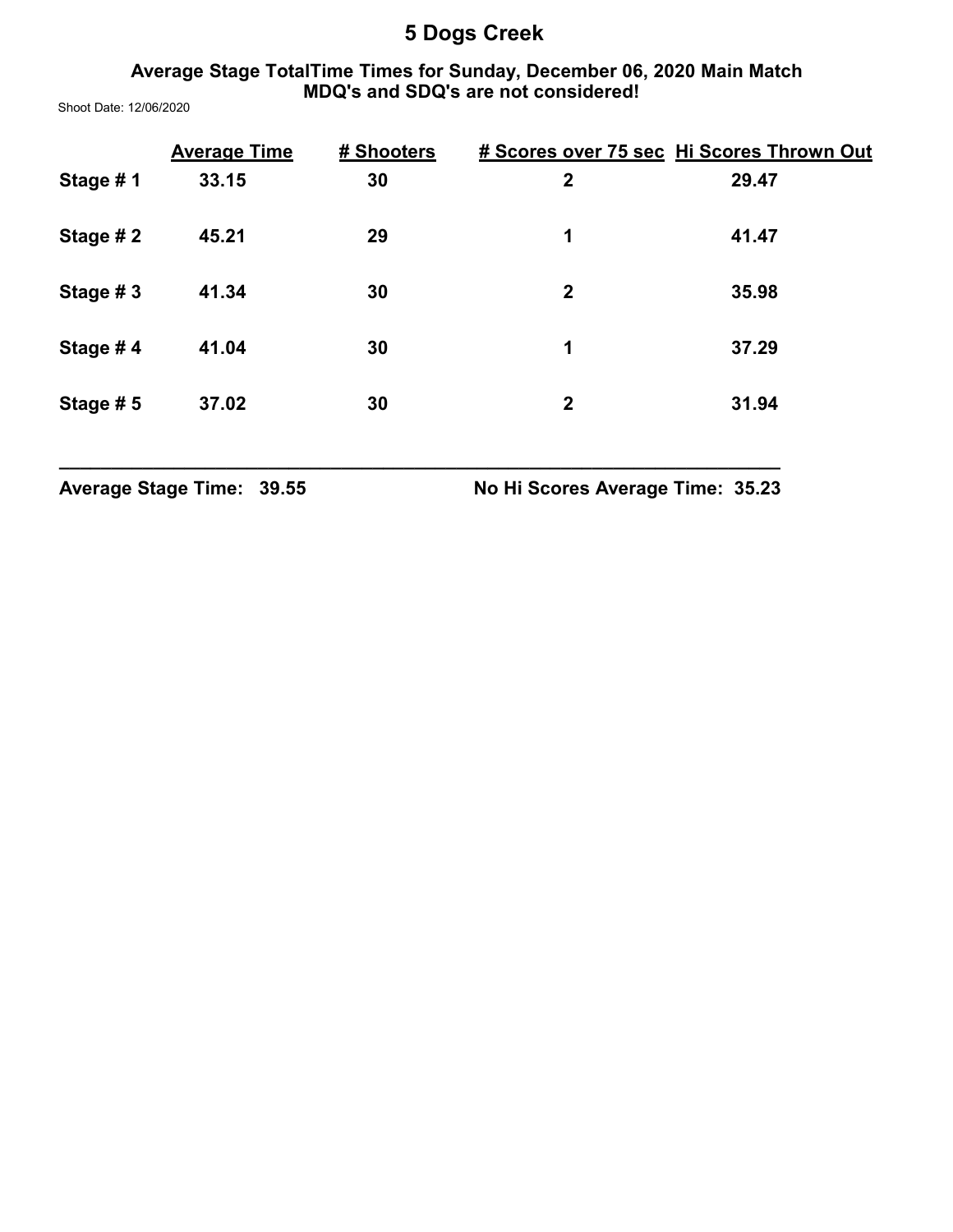# 5 Dogs Creek

## Average Stage TotalTime Times for Sunday, December 06, 2020 Main Match
## MDQ's and SDQ's are not considered!

Shoot Date: 12/06/2020

| | Average Time | # Shooters | # Scores over 75 sec | Hi Scores Thrown Out |
|---|---|---|---|---|
| Stage # 1 | 33.15 | 30 | 2 | 29.47 |
| Stage # 2 | 45.21 | 29 | 1 | 41.47 |
| Stage # 3 | 41.34 | 30 | 2 | 35.98 |
| Stage # 4 | 41.04 | 30 | 1 | 37.29 |
| Stage # 5 | 37.02 | 30 | 2 | 31.94 |

**Average Stage Time: 39.55** **No Hi Scores Average Time: 35.23**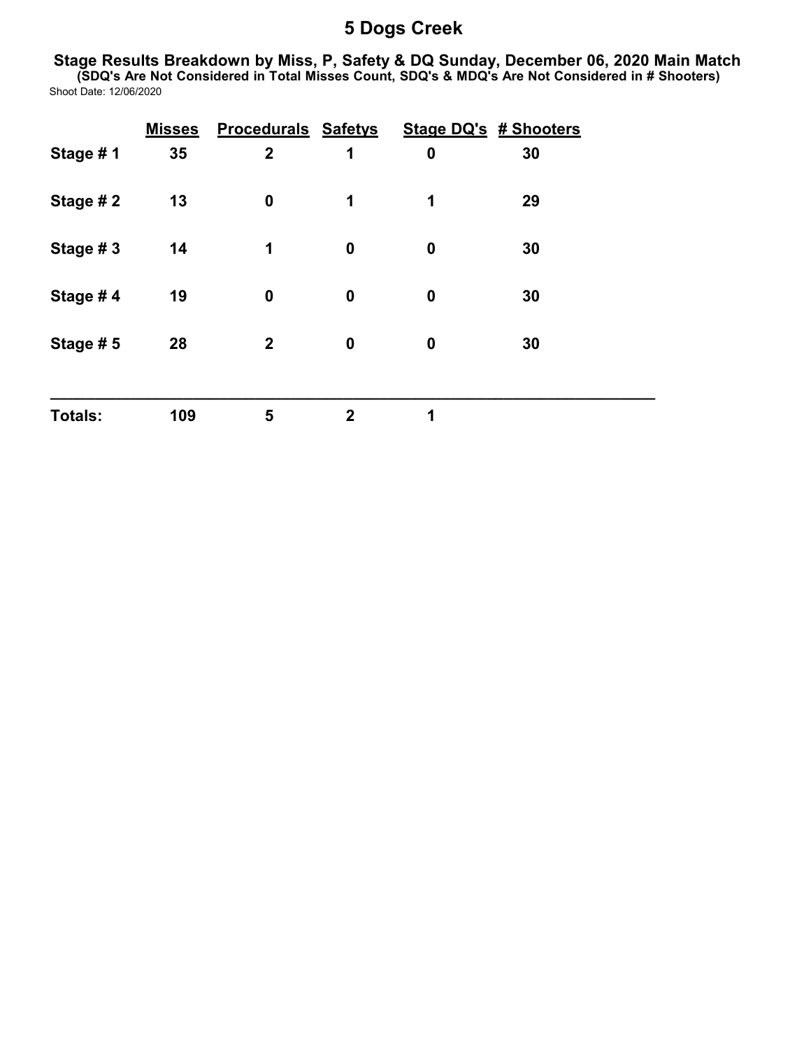# 5 Dogs Creek

**Stage Results Breakdown by Miss, P, Safety & DQ Sunday, December 06, 2020 Main Match**
**(SDQ's Are Not Considered in Total Misses Count, SDQ's & MDQ's Are Not Considered in # Shooters)**
Shoot Date: 12/06/2020

| | Misses | Procedurals | Safetys | Stage DQ's | # Shooters |
|---|---|---|---|---|---|
| **Stage # 1** | **35** | **2** | **1** | **0** | **30** |
| **Stage # 2** | **13** | **0** | **1** | **1** | **29** |
| **Stage # 3** | **14** | **1** | **0** | **0** | **30** |
| **Stage # 4** | **19** | **0** | **0** | **0** | **30** |
| **Stage # 5** | **28** | **2** | **0** | **0** | **30** |
| **Totals:** | **109** | **5** | **2** | **1** | |